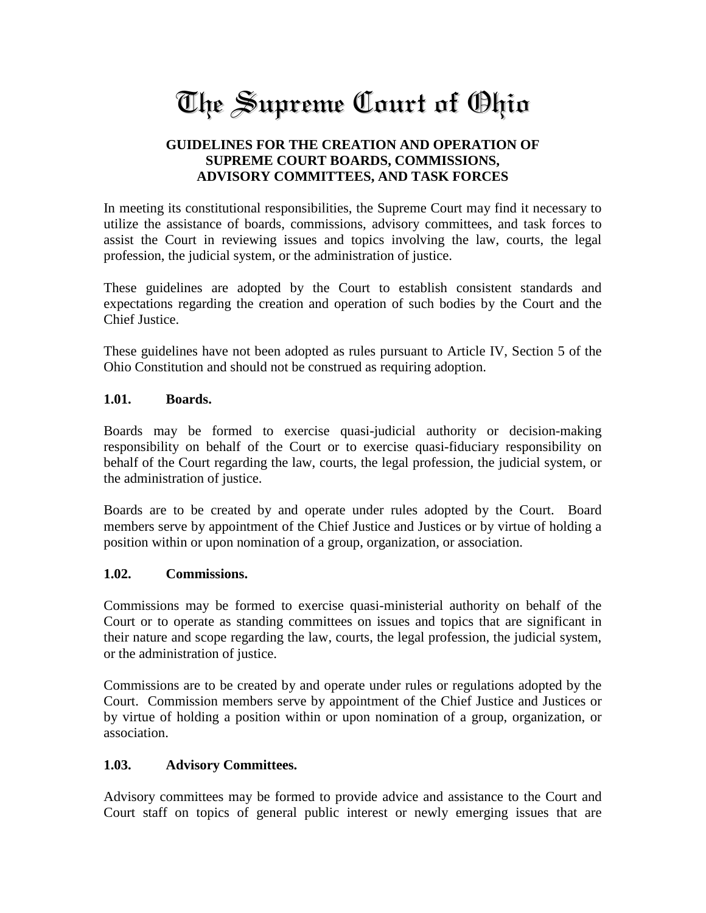# The Supreme Court of Ohio

## GUIDELINES FOR THE CREATION AND OPERATION OF SUPREME COURT BOARDS, COMMISSIONS, ADVISORY COMMITTEES, AND TASK FORCES

In meeting its constitutional responsibilities, the Supreme Court may find it necessary to utilize the assistance of boards, commissions, advisory committees, and task forces to assist the Court in reviewing issues and topics involving the law, courts, the legal profession, the judicial system, or the administration of justice.

These guidelines are adopted by the Court to establish consistent standards and expectations regarding the creation and operation of such bodies by the Court and the Chief Justice.

These guidelines have not been adopted as rules pursuant to Article IV, Section 5 of the Ohio Constitution and should not be construed as requiring adoption.

### 1.01. Boards.

Boards may be formed to exercise quasi-judicial authority or decision-making responsibility on behalf of the Court or to exercise quasi-fiduciary responsibility on behalf of the Court regarding the law, courts, the legal profession, the judicial system, or the administration of justice.

Boards are to be created by and operate under rules adopted by the Court. Board members serve by appointment of the Chief Justice and Justices or by virtue of holding a position within or upon nomination of a group, organization, or association.

### 1.02. Commissions.

Commissions may be formed to exercise quasi-ministerial authority on behalf of the Court or to operate as standing committees on issues and topics that are significant in their nature and scope regarding the law, courts, the legal profession, the judicial system, or the administration of justice.

Commissions are to be created by and operate under rules or regulations adopted by the Court. Commission members serve by appointment of the Chief Justice and Justices or by virtue of holding a position within or upon nomination of a group, organization, or association.

### 1.03. Advisory Committees.

Advisory committees may be formed to provide advice and assistance to the Court and Court staff on topics of general public interest or newly emerging issues that are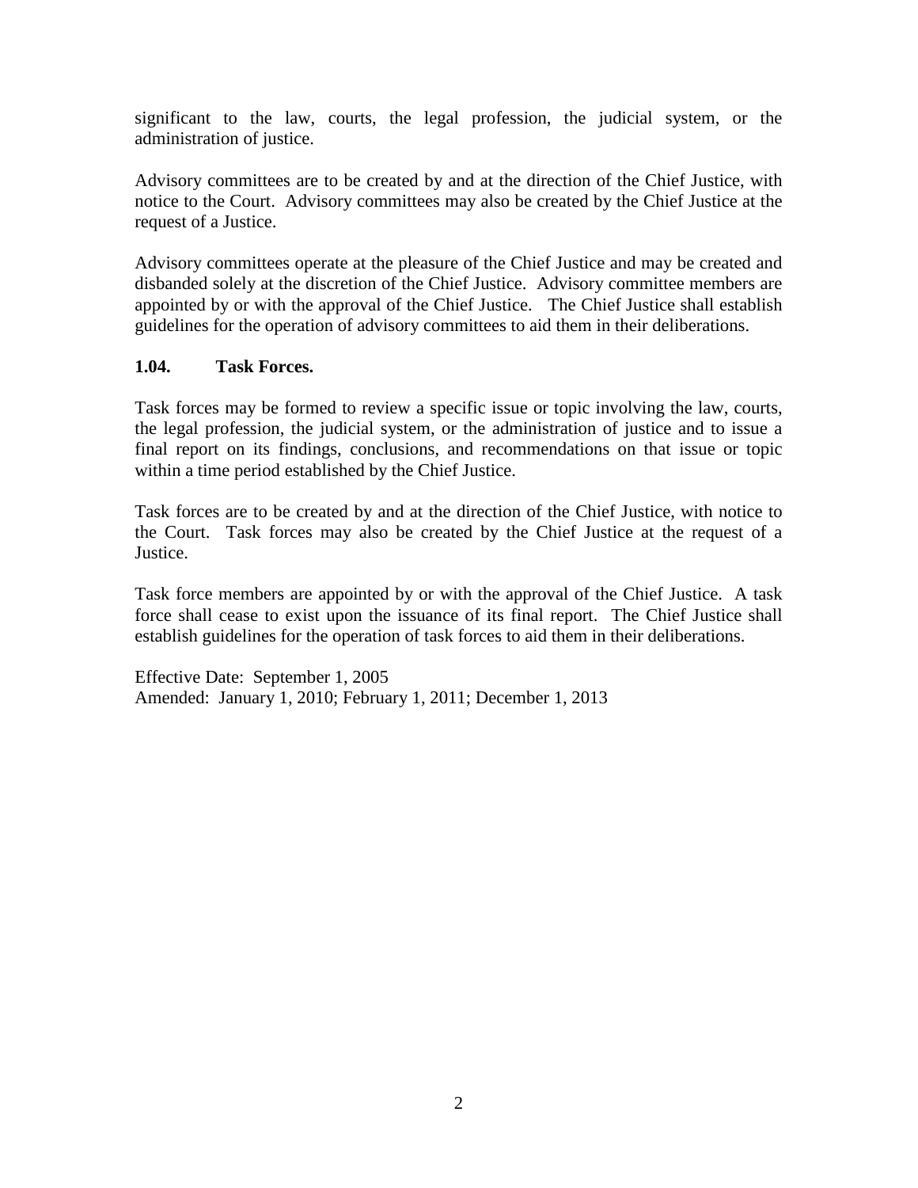significant to the law, courts, the legal profession, the judicial system, or the administration of justice.

Advisory committees are to be created by and at the direction of the Chief Justice, with notice to the Court. Advisory committees may also be created by the Chief Justice at the request of a Justice.

Advisory committees operate at the pleasure of the Chief Justice and may be created and disbanded solely at the discretion of the Chief Justice. Advisory committee members are appointed by or with the approval of the Chief Justice. The Chief Justice shall establish guidelines for the operation of advisory committees to aid them in their deliberations.

**1.04. Task Forces.**

Task forces may be formed to review a specific issue or topic involving the law, courts, the legal profession, the judicial system, or the administration of justice and to issue a final report on its findings, conclusions, and recommendations on that issue or topic within a time period established by the Chief Justice.

Task forces are to be created by and at the direction of the Chief Justice, with notice to the Court. Task forces may also be created by the Chief Justice at the request of a Justice.

Task force members are appointed by or with the approval of the Chief Justice. A task force shall cease to exist upon the issuance of its final report. The Chief Justice shall establish guidelines for the operation of task forces to aid them in their deliberations.

Effective Date: September 1, 2005
Amended: January 1, 2010; February 1, 2011; December 1, 2013